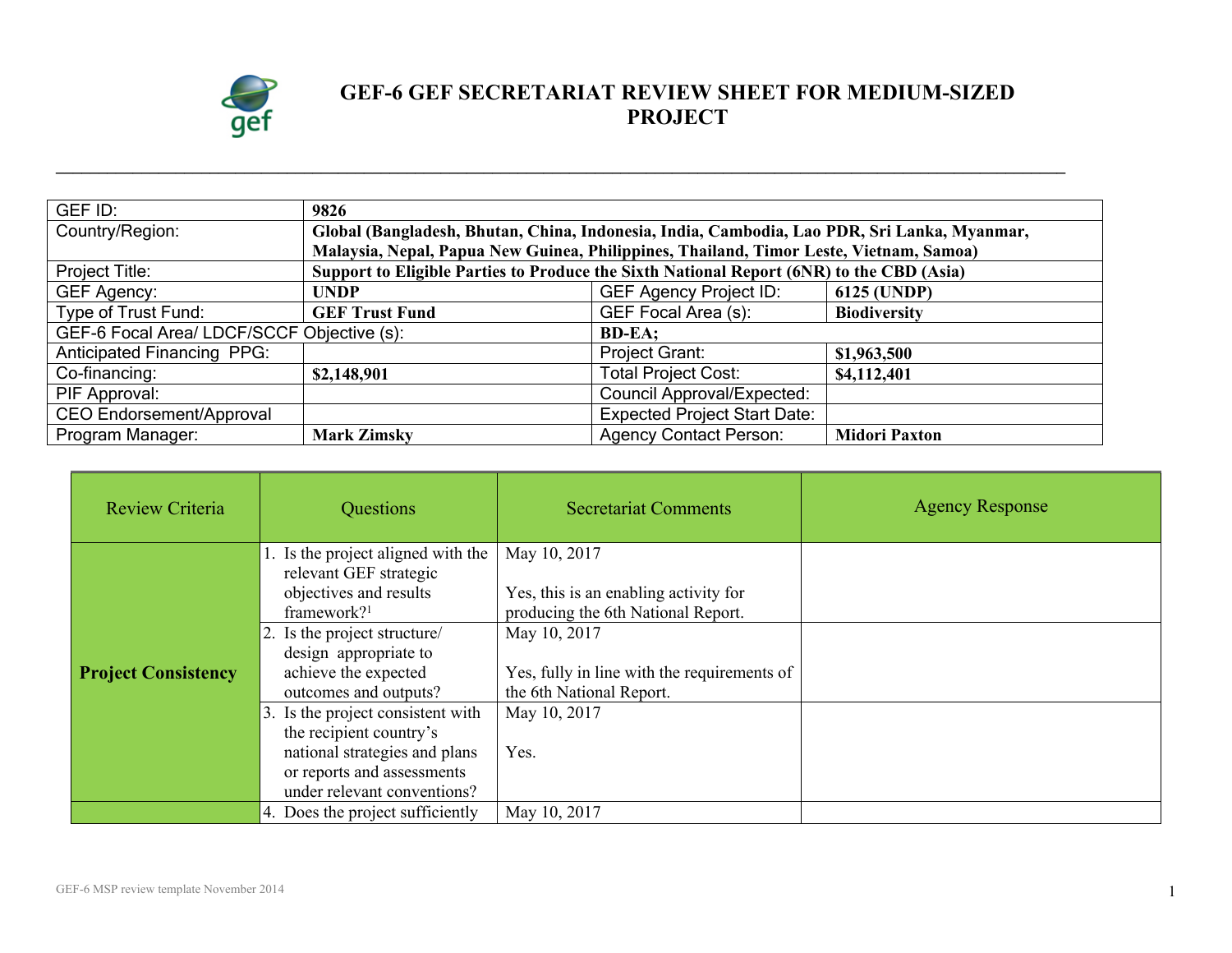# GEF-6 GEF SECRETARIAT REVIEW SHEET FOR MEDIUM-SIZED PROJECT

| | | | |
|---|---|---|---|
| GEF ID: | **9826** | | |
| Country/Region: | **Global (Bangladesh, Bhutan, China, Indonesia, India, Cambodia, Lao PDR, Sri Lanka, Myanmar, Malaysia, Nepal, Papua New Guinea, Philippines, Thailand, Timor Leste, Vietnam, Samoa)** | | |
| Project Title: | **Support to Eligible Parties to Produce the Sixth National Report (6NR) to the CBD (Asia)** | | |
| GEF Agency: | **UNDP** | GEF Agency Project ID: | **6125 (UNDP)** |
| Type of Trust Fund: | **GEF Trust Fund** | GEF Focal Area (s): | **Biodiversity** |
| GEF-6 Focal Area/ LDCF/SCCF Objective (s): | | **BD-EA;** | |
| Anticipated Financing PPG: | | Project Grant: | **$1,963,500** |
| Co-financing: | **$2,148,901** | Total Project Cost: | **$4,112,401** |
| PIF Approval: | | Council Approval/Expected: | |
| CEO Endorsement/Approval | | Expected Project Start Date: | |
| Program Manager: | **Mark Zimsky** | Agency Contact Person: | **Midori Paxton** |

| Review Criteria | Questions | Secretariat Comments | Agency Response |
|---|---|---|---|
| **Project Consistency** | 1. Is the project aligned with the relevant GEF strategic objectives and results framework?[1] | May 10, 2017<br><br>Yes, this is an enabling activity for producing the 6th National Report. | |
| | 2. Is the project structure/ design appropriate to achieve the expected outcomes and outputs? | May 10, 2017<br><br>Yes, fully in line with the requirements of the 6th National Report. | |
| | 3. Is the project consistent with the recipient country's national strategies and plans or reports and assessments under relevant conventions? | May 10, 2017<br><br>Yes. | |
| | 4. Does the project sufficiently | May 10, 2017 | |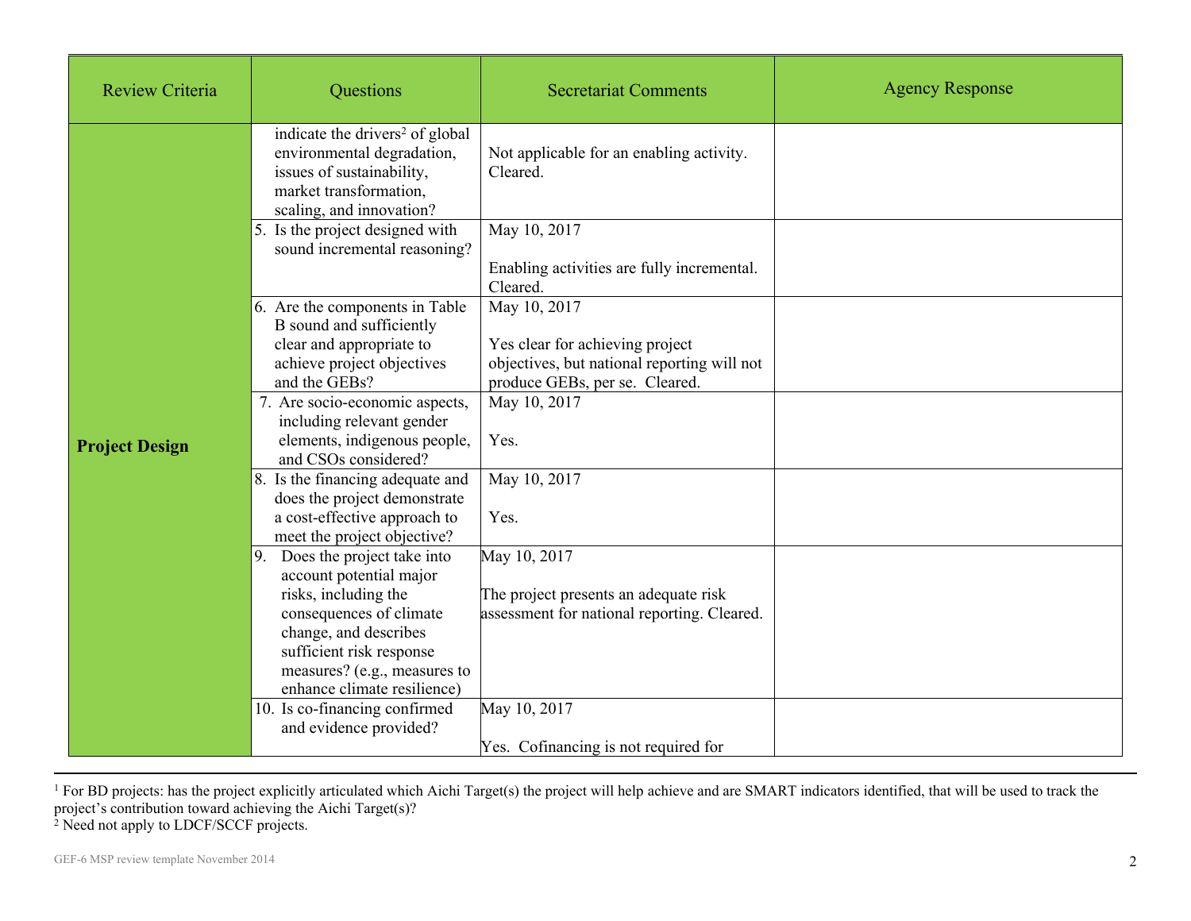| Review Criteria | Questions | Secretariat Comments | Agency Response |
|---|---|---|---|
| **Project Design** | indicate the drivers[2] of global environmental degradation, issues of sustainability, market transformation, scaling, and innovation? | Not applicable for an enabling activity. Cleared. | |
| | 5. Is the project designed with sound incremental reasoning? | May 10, 2017<br><br>Enabling activities are fully incremental. Cleared. | |
| | 6. Are the components in Table B sound and sufficiently clear and appropriate to achieve project objectives and the GEBs? | May 10, 2017<br><br>Yes clear for achieving project objectives, but national reporting will not produce GEBs, per se. Cleared. | |
| | 7. Are socio-economic aspects, including relevant gender elements, indigenous people, and CSOs considered? | May 10, 2017<br><br>Yes. | |
| | 8. Is the financing adequate and does the project demonstrate a cost-effective approach to meet the project objective? | May 10, 2017<br><br>Yes. | |
| | 9. Does the project take into account potential major risks, including the consequences of climate change, and describes sufficient risk response measures? (e.g., measures to enhance climate resilience) | May 10, 2017<br><br>The project presents an adequate risk assessment for national reporting. Cleared. | |
| | 10. Is co-financing confirmed and evidence provided? | May 10, 2017<br><br>Yes. Cofinancing is not required for | |

[1] For BD projects: has the project explicitly articulated which Aichi Target(s) the project will help achieve and are SMART indicators identified, that will be used to track the project's contribution toward achieving the Aichi Target(s)?

[2] Need not apply to LDCF/SCCF projects.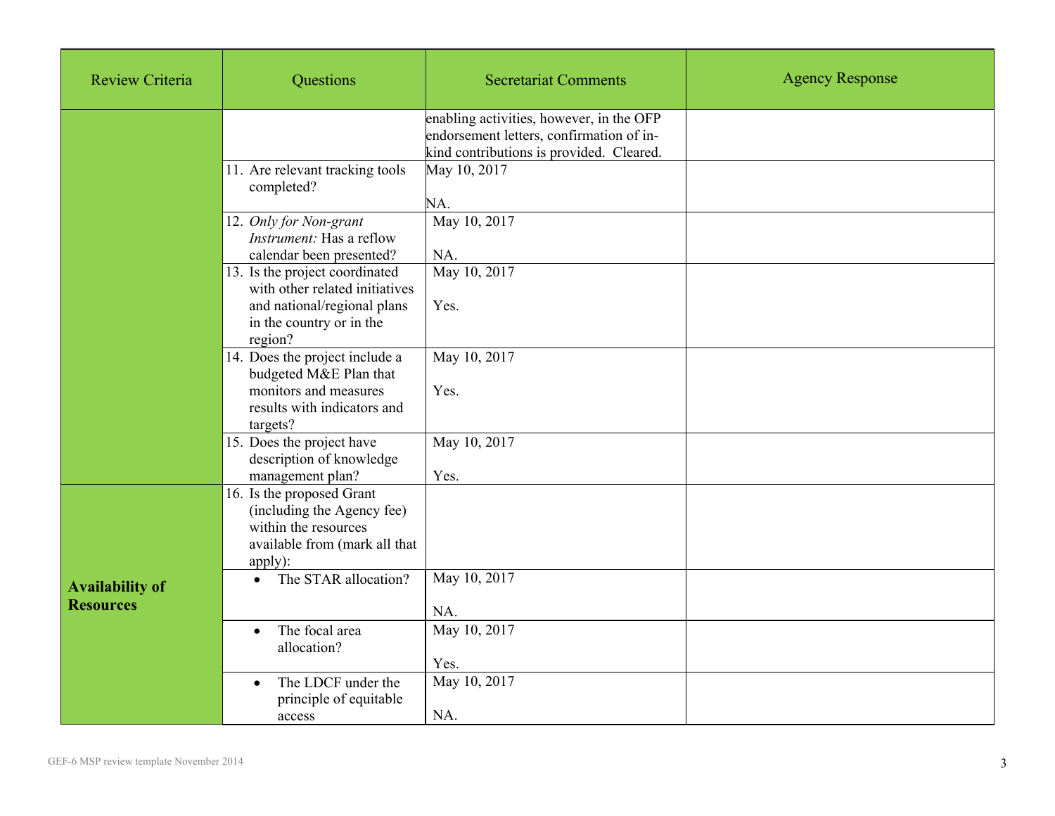| Review Criteria | Questions | Secretariat Comments | Agency Response |
|---|---|---|---|
| | | enabling activities, however, in the OFP endorsement letters, confirmation of in-kind contributions is provided. Cleared. | |
| | 11. Are relevant tracking tools completed? | May 10, 2017<br><br>NA. | |
| | 12. *Only for Non-grant Instrument:* Has a reflow calendar been presented? | May 10, 2017<br><br>NA. | |
| | 13. Is the project coordinated with other related initiatives and national/regional plans in the country or in the region? | May 10, 2017<br><br>Yes. | |
| | 14. Does the project include a budgeted M&E Plan that monitors and measures results with indicators and targets? | May 10, 2017<br><br>Yes. | |
| | 15. Does the project have description of knowledge management plan? | May 10, 2017<br><br>Yes. | |
| **Availability of Resources** | 16. Is the proposed Grant (including the Agency fee) within the resources available from (mark all that apply): | | |
| | • The STAR allocation? | May 10, 2017<br><br>NA. | |
| | • The focal area allocation? | May 10, 2017<br><br>Yes. | |
| | • The LDCF under the principle of equitable access | May 10, 2017<br><br>NA. | |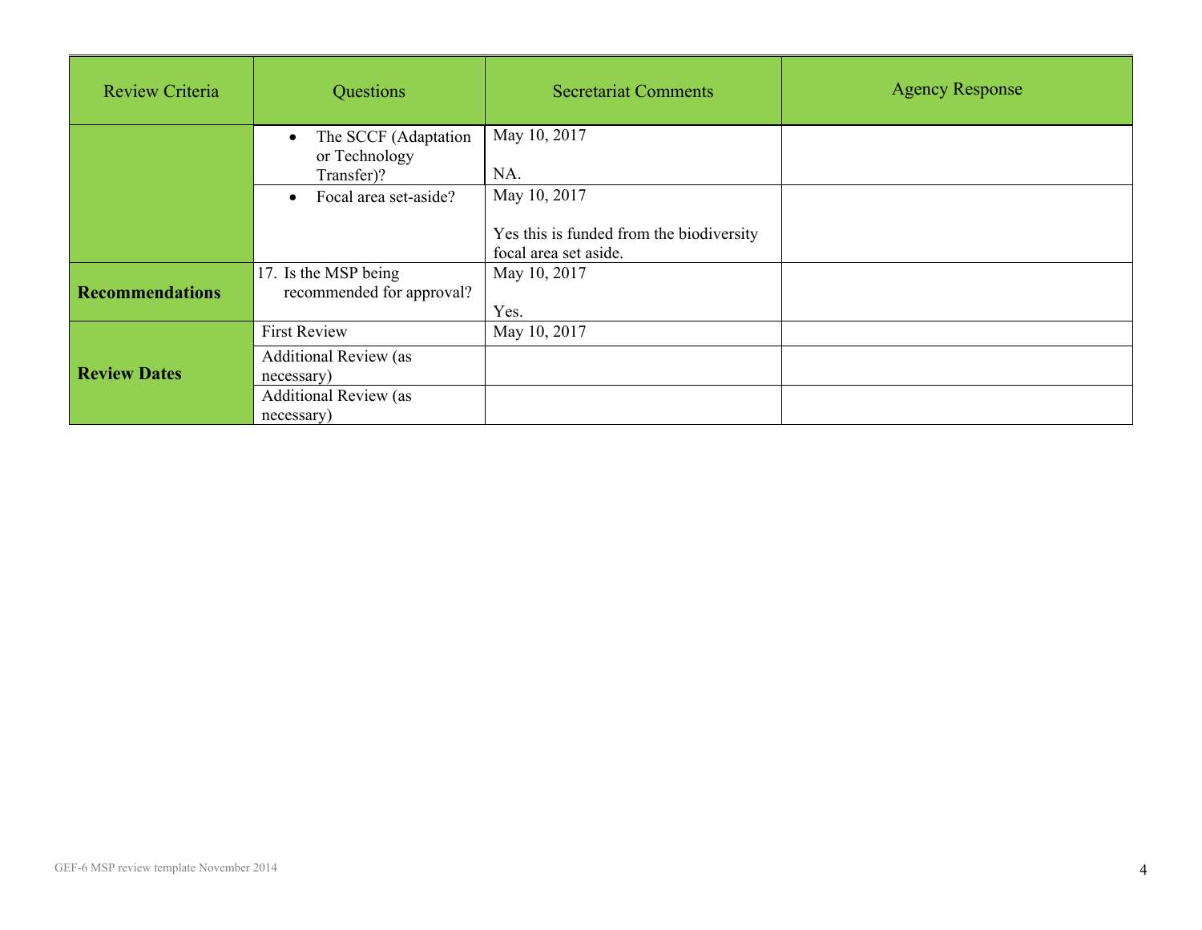| Review Criteria | Questions | Secretariat Comments | Agency Response |
| --- | --- | --- | --- |
| | • The SCCF (Adaptation or Technology Transfer)? | May 10, 2017<br><br>NA. | |
| | • Focal area set-aside? | May 10, 2017<br><br>Yes this is funded from the biodiversity focal area set aside. | |
| **Recommendations** | 17. Is the MSP being recommended for approval? | May 10, 2017<br><br>Yes. | |
| **Review Dates** | First Review | May 10, 2017 | |
| | Additional Review (as necessary) | | |
| | Additional Review (as necessary) | | |